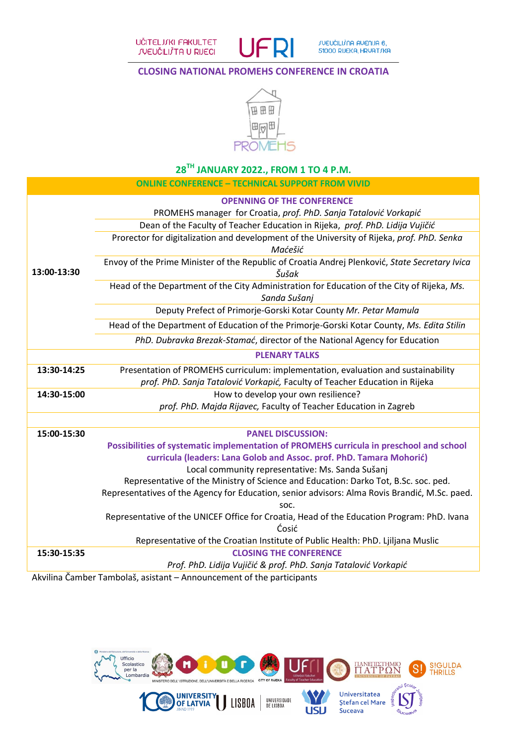UČITELJSKI FAKULTET SVEUČILIŠTA U RIJECI

UFRI

SVEUČILIŠNA AVENIJA 6, 51000 RIJEKA, HRVATSKA

# CLOSING NATIONAL PROMEHS CONFERENCE IN CROATIA

PROMEHS

## 28TH JANUARY 2022., FROM 1 TO 4 P.M.

**ONLINE CONFERENCE – TECHNICAL SUPPORT FROM VIVID**

| Time | Programme |
|---|---|
| 13:00-13:30 | **OPENNING OF THE CONFERENCE** |
| | PROMEHS manager for Croatia, *prof. PhD. Sanja Tatalović Vorkapić* |
| | Dean of the Faculty of Teacher Education in Rijeka, *prof. PhD. Lidija Vujičić* |
| | Prorector for digitalization and development of the University of Rijeka, *prof. PhD. Senka Maćešić* |
| | Envoy of the Prime Minister of the Republic of Croatia Andrej Plenković, *State Secretary Ivica Šušak* |
| | Head of the Department of the City Administration for Education of the City of Rijeka, *Ms. Sanda Sušanj* |
| | Deputy Prefect of Primorje-Gorski Kotar County *Mr. Petar Mamula* |
| | Head of the Department of Education of the Primorje-Gorski Kotar County, *Ms. Edita Stilin* |
| | *PhD. Dubravka Brezak-Stamać*, director of the National Agency for Education |
| | **PLENARY TALKS** |
| 13:30-14:25 | Presentation of PROMEHS curriculum: implementation, evaluation and sustainability<br>*prof. PhD. Sanja Tatalović Vorkapić,* Faculty of Teacher Education in Rijeka |
| 14:30-15:00 | How to develop your own resilience?<br>*prof. PhD. Majda Rijavec,* Faculty of Teacher Education in Zagreb |
| | |
| 15:00-15:30 | **PANEL DISCUSSION:**<br>**Possibilities of systematic implementation of PROMEHS curricula in preschool and school curricula (leaders: Lana Golob and Assoc. prof. PhD. Tamara Mohorić)**<br>Local community representative: Ms. Sanda Sušanj<br>Representative of the Ministry of Science and Education: Darko Tot, B.Sc. soc. ped.<br>Representatives of the Agency for Education, senior advisors: Alma Rovis Brandić, M.Sc. paed. soc.<br>Representative of the UNICEF Office for Croatia, Head of the Education Program: PhD. Ivana Ćosić<br>Representative of the Croatian Institute of Public Health: PhD. Ljiljana Muslic |
| 15:30-15:35 | **CLOSING THE CONFERENCE**<br>*Prof. PhD. Lidija Vujičić & prof. PhD. Sanja Tatalović Vorkapić* |

Akvilina Čamber Tambolaš, asistant – Announcement of the participants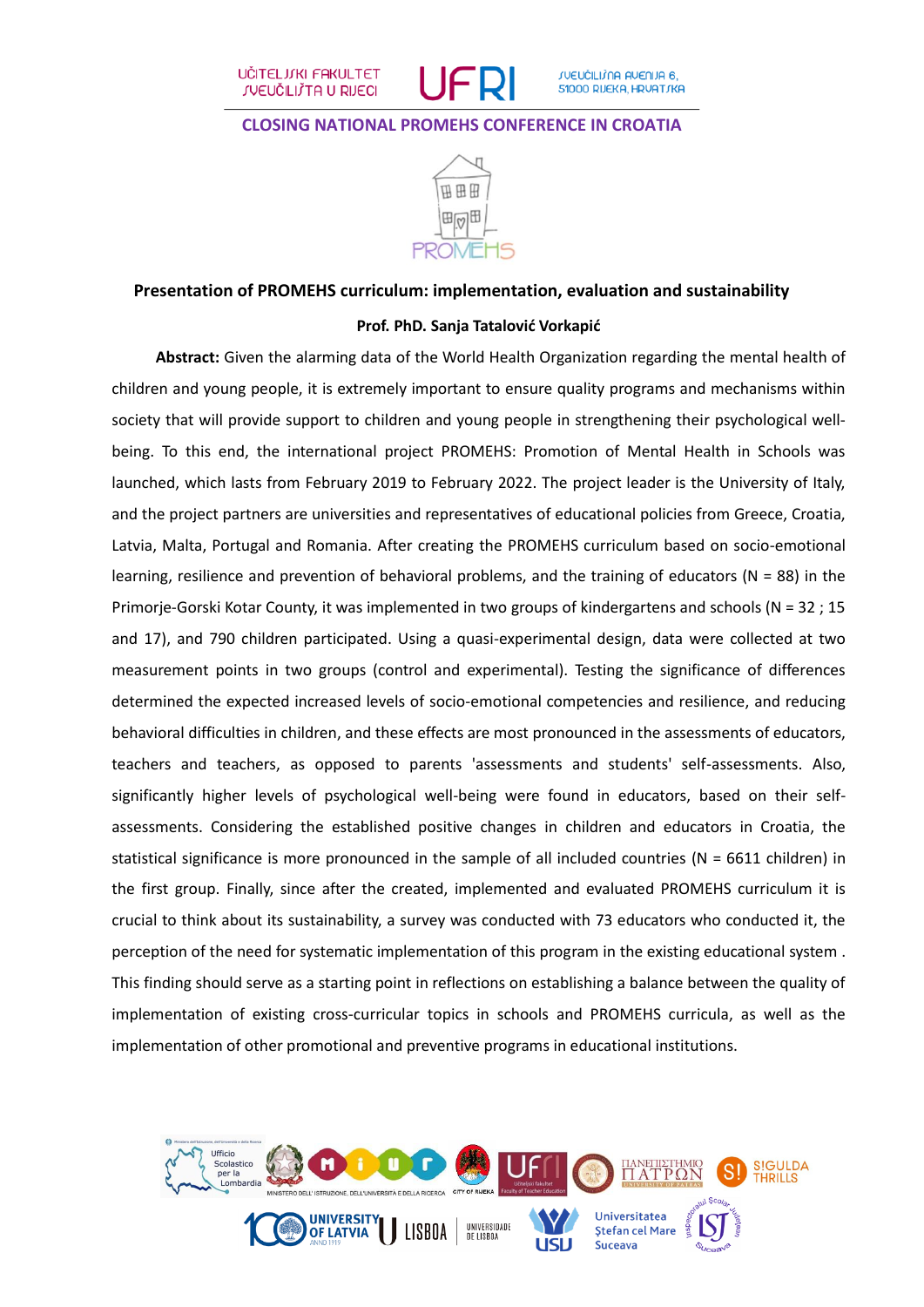## CLOSING NATIONAL PROMEHS CONFERENCE IN CROATIA

### Presentation of PROMEHS curriculum: implementation, evaluation and sustainability

**Prof. PhD. Sanja Tatalović Vorkapić**

**Abstract:** Given the alarming data of the World Health Organization regarding the mental health of children and young people, it is extremely important to ensure quality programs and mechanisms within society that will provide support to children and young people in strengthening their psychological well-being. To this end, the international project PROMEHS: Promotion of Mental Health in Schools was launched, which lasts from February 2019 to February 2022. The project leader is the University of Italy, and the project partners are universities and representatives of educational policies from Greece, Croatia, Latvia, Malta, Portugal and Romania. After creating the PROMEHS curriculum based on socio-emotional learning, resilience and prevention of behavioral problems, and the training of educators (N = 88) in the Primorje-Gorski Kotar County, it was implemented in two groups of kindergartens and schools (N = 32 ; 15 and 17), and 790 children participated. Using a quasi-experimental design, data were collected at two measurement points in two groups (control and experimental). Testing the significance of differences determined the expected increased levels of socio-emotional competencies and resilience, and reducing behavioral difficulties in children, and these effects are most pronounced in the assessments of educators, teachers and teachers, as opposed to parents 'assessments and students' self-assessments. Also, significantly higher levels of psychological well-being were found in educators, based on their self-assessments. Considering the established positive changes in children and educators in Croatia, the statistical significance is more pronounced in the sample of all included countries (N = 6611 children) in the first group. Finally, since after the created, implemented and evaluated PROMEHS curriculum it is crucial to think about its sustainability, a survey was conducted with 73 educators who conducted it, the perception of the need for systematic implementation of this program in the existing educational system . This finding should serve as a starting point in reflections on establishing a balance between the quality of implementation of existing cross-curricular topics in schools and PROMEHS curricula, as well as the implementation of other promotional and preventive programs in educational institutions.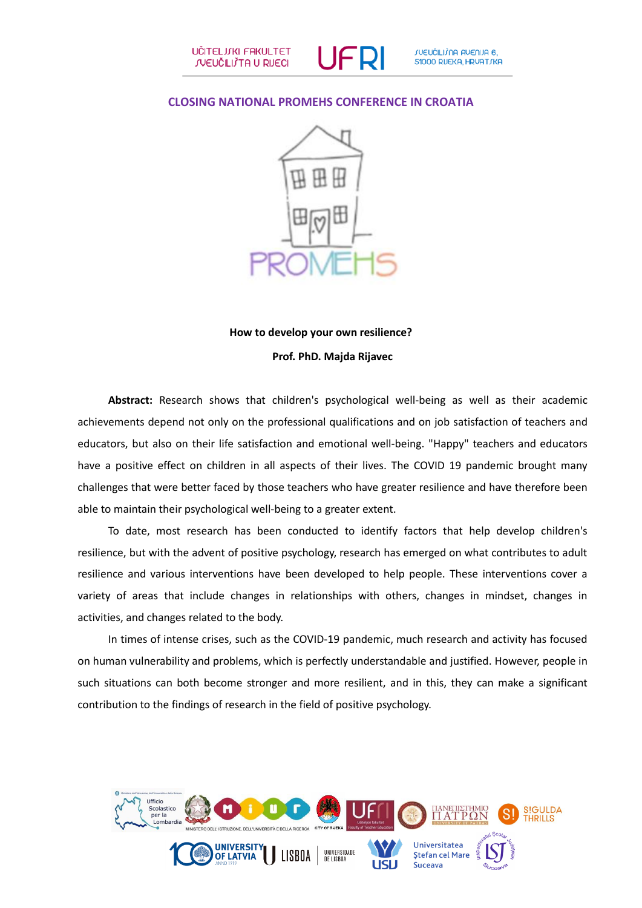UČITELJSKI FAKULTET SVEUČILIŠTA U RIJECI

UFRI

SVEUČILIŠNA AVENIJA 6, 51000 RIJEKA, HRVATSKA

## CLOSING NATIONAL PROMEHS CONFERENCE IN CROATIA

PROMEHS

**How to develop your own resilience?**

**Prof. PhD. Majda Rijavec**

**Abstract:** Research shows that children's psychological well-being as well as their academic achievements depend not only on the professional qualifications and on job satisfaction of teachers and educators, but also on their life satisfaction and emotional well-being. "Happy" teachers and educators have a positive effect on children in all aspects of their lives. The COVID 19 pandemic brought many challenges that were better faced by those teachers who have greater resilience and have therefore been able to maintain their psychological well-being to a greater extent.

To date, most research has been conducted to identify factors that help develop children's resilience, but with the advent of positive psychology, research has emerged on what contributes to adult resilience and various interventions have been developed to help people. These interventions cover a variety of areas that include changes in relationships with others, changes in mindset, changes in activities, and changes related to the body.

In times of intense crises, such as the COVID-19 pandemic, much research and activity has focused on human vulnerability and problems, which is perfectly understandable and justified. However, people in such situations can both become stronger and more resilient, and in this, they can make a significant contribution to the findings of research in the field of positive psychology.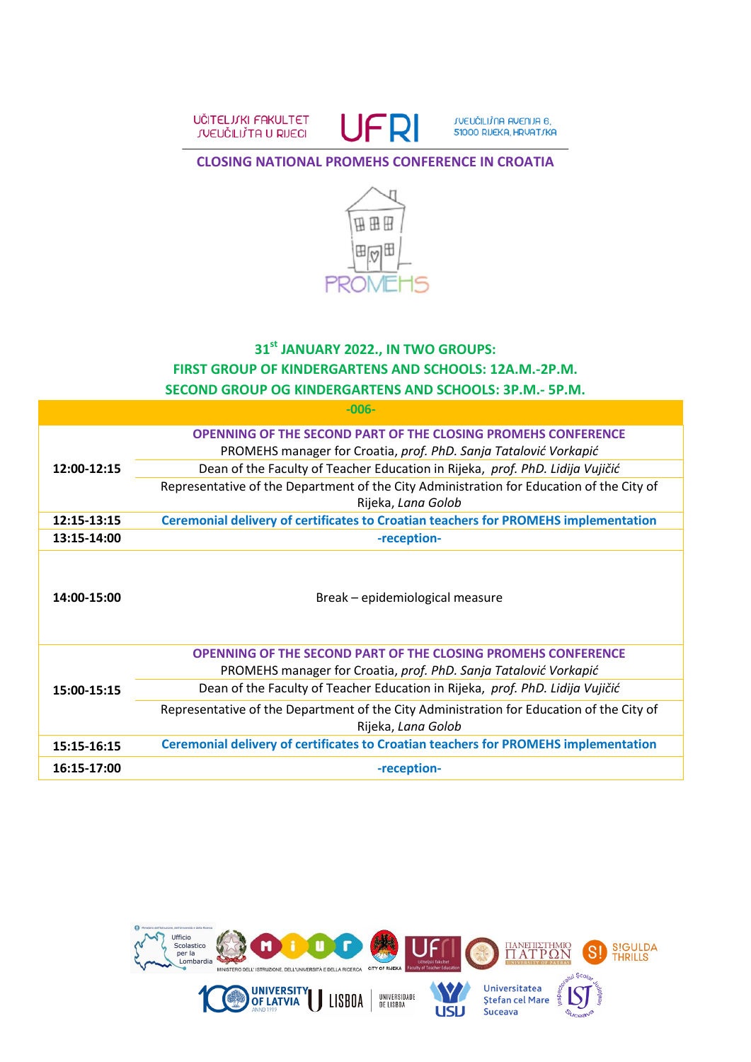UČITELJSKI FAKULTET SVEUČILIŠTA U RIJECI

UFRI

SVEUČILIŠNA AVENIJA 6, 51000 RIJEKA, HRVATSKA

## CLOSING NATIONAL PROMEHS CONFERENCE IN CROATIA

PROMEHS

### 31st JANUARY 2022., IN TWO GROUPS:
### FIRST GROUP OF KINDERGARTENS AND SCHOOLS: 12A.M.-2P.M.
### SECOND GROUP OG KINDERGARTENS AND SCHOOLS: 3P.M.- 5P.M.

| | |
|---|---|
| | **-006-** |
| **12:00-12:15** | **OPENNING OF THE SECOND PART OF THE CLOSING PROMEHS CONFERENCE**<br>PROMEHS manager for Croatia, *prof. PhD. Sanja Tatalović Vorkapić*<br>Dean of the Faculty of Teacher Education in Rijeka, *prof. PhD. Lidija Vujičić*<br>Representative of the Department of the City Administration for Education of the City of Rijeka, *Lana Golob* |
| **12:15-13:15** | **Ceremonial delivery of certificates to Croatian teachers for PROMEHS implementation** |
| **13:15-14:00** | **-reception-** |
| **14:00-15:00** | Break – epidemiological measure |
| **15:00-15:15** | **OPENNING OF THE SECOND PART OF THE CLOSING PROMEHS CONFERENCE**<br>PROMEHS manager for Croatia, *prof. PhD. Sanja Tatalović Vorkapić*<br>Dean of the Faculty of Teacher Education in Rijeka, *prof. PhD. Lidija Vujičić*<br>Representative of the Department of the City Administration for Education of the City of Rijeka, *Lana Golob* |
| **15:15-16:15** | **Ceremonial delivery of certificates to Croatian teachers for PROMEHS implementation** |
| **16:15-17:00** | **-reception-** |